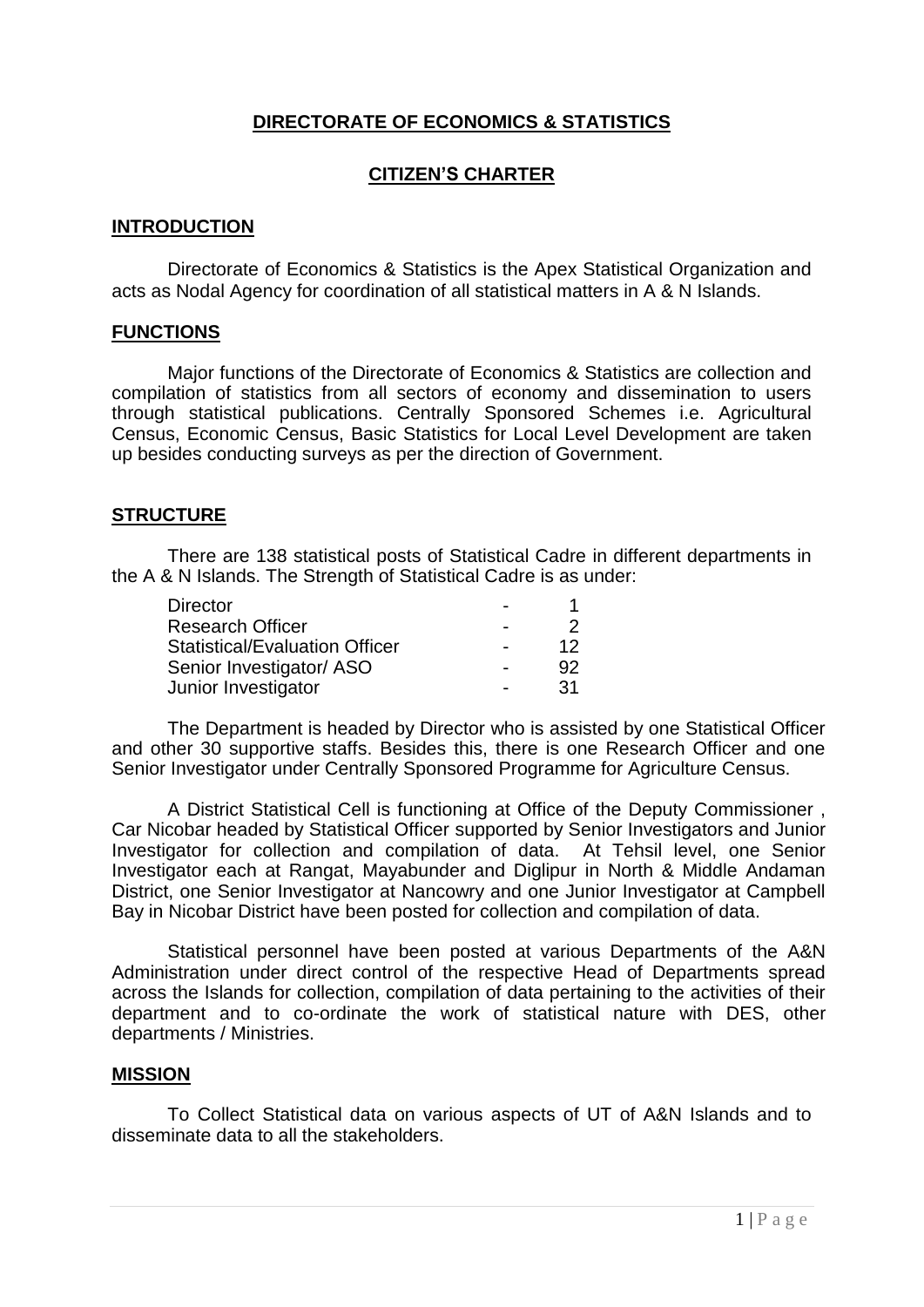# DIRECTORATE OF ECONOMICS & STATISTICS

## CITIZEN'S CHARTER

### INTRODUCTION

Directorate of Economics & Statistics is the Apex Statistical Organization and acts as Nodal Agency for coordination of all statistical matters in A & N Islands.

### FUNCTIONS

Major functions of the Directorate of Economics & Statistics are collection and compilation of statistics from all sectors of economy and dissemination to users through statistical publications. Centrally Sponsored Schemes i.e. Agricultural Census, Economic Census, Basic Statistics for Local Level Development are taken up besides conducting surveys as per the direction of Government.

### STRUCTURE

There are 138 statistical posts of Statistical Cadre in different departments in the A & N Islands. The Strength of Statistical Cadre is as under:

| | | |
|---|---|---|
| Director | - | 1 |
| Research Officer | - | 2 |
| Statistical/Evaluation Officer | - | 12 |
| Senior Investigator/ ASO | - | 92 |
| Junior Investigator | - | 31 |

The Department is headed by Director who is assisted by one Statistical Officer and other 30 supportive staffs. Besides this, there is one Research Officer and one Senior Investigator under Centrally Sponsored Programme for Agriculture Census.

A District Statistical Cell is functioning at Office of the Deputy Commissioner , Car Nicobar headed by Statistical Officer supported by Senior Investigators and Junior Investigator for collection and compilation of data. At Tehsil level, one Senior Investigator each at Rangat, Mayabunder and Diglipur in North & Middle Andaman District, one Senior Investigator at Nancowry and one Junior Investigator at Campbell Bay in Nicobar District have been posted for collection and compilation of data.

Statistical personnel have been posted at various Departments of the A&N Administration under direct control of the respective Head of Departments spread across the Islands for collection, compilation of data pertaining to the activities of their department and to co-ordinate the work of statistical nature with DES, other departments / Ministries.

### MISSION

To Collect Statistical data on various aspects of UT of A&N Islands and to disseminate data to all the stakeholders.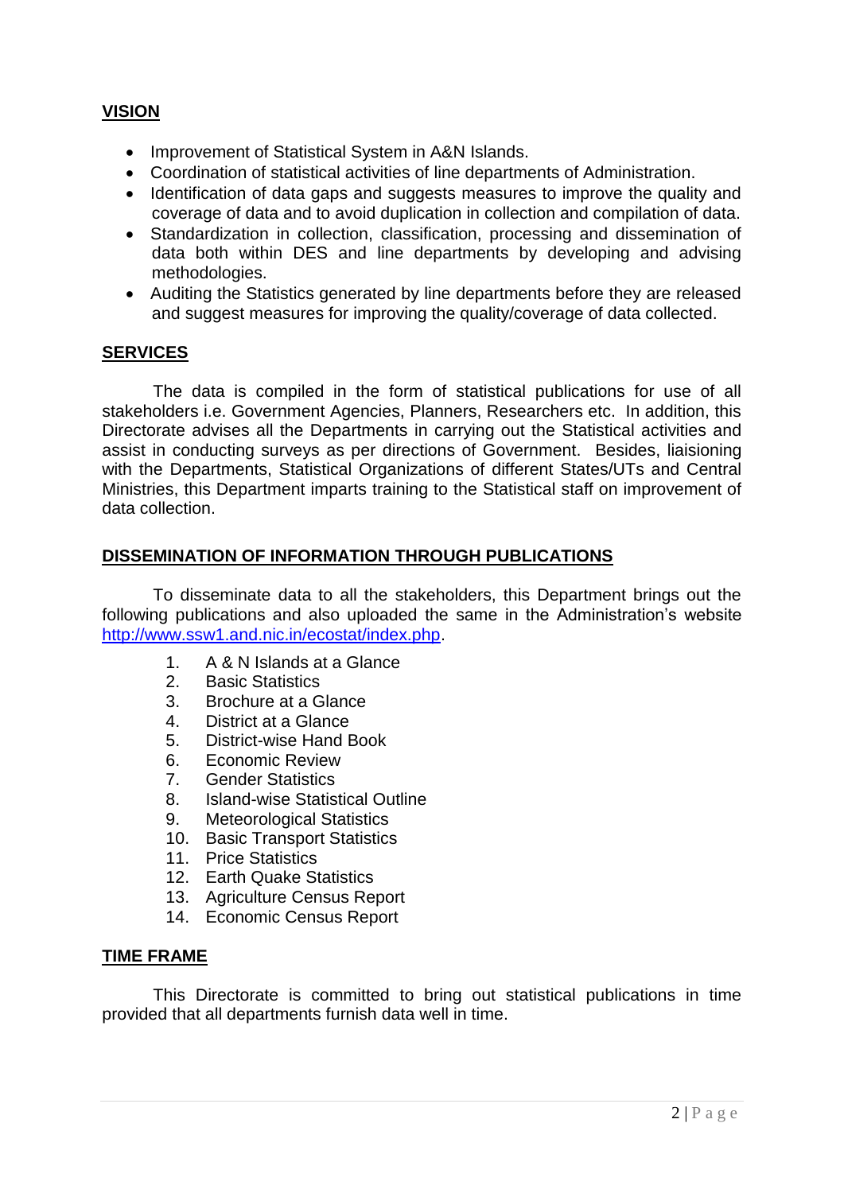## VISION

- Improvement of Statistical System in A&N Islands.
- Coordination of statistical activities of line departments of Administration.
- Identification of data gaps and suggests measures to improve the quality and coverage of data and to avoid duplication in collection and compilation of data.
- Standardization in collection, classification, processing and dissemination of data both within DES and line departments by developing and advising methodologies.
- Auditing the Statistics generated by line departments before they are released and suggest measures for improving the quality/coverage of data collected.

## SERVICES

The data is compiled in the form of statistical publications for use of all stakeholders i.e. Government Agencies, Planners, Researchers etc. In addition, this Directorate advises all the Departments in carrying out the Statistical activities and assist in conducting surveys as per directions of Government. Besides, liaisioning with the Departments, Statistical Organizations of different States/UTs and Central Ministries, this Department imparts training to the Statistical staff on improvement of data collection.

## DISSEMINATION OF INFORMATION THROUGH PUBLICATIONS

To disseminate data to all the stakeholders, this Department brings out the following publications and also uploaded the same in the Administration's website http://www.ssw1.and.nic.in/ecostat/index.php.

1. A & N Islands at a Glance
2. Basic Statistics
3. Brochure at a Glance
4. District at a Glance
5. District-wise Hand Book
6. Economic Review
7. Gender Statistics
8. Island-wise Statistical Outline
9. Meteorological Statistics
10. Basic Transport Statistics
11. Price Statistics
12. Earth Quake Statistics
13. Agriculture Census Report
14. Economic Census Report

## TIME FRAME

This Directorate is committed to bring out statistical publications in time provided that all departments furnish data well in time.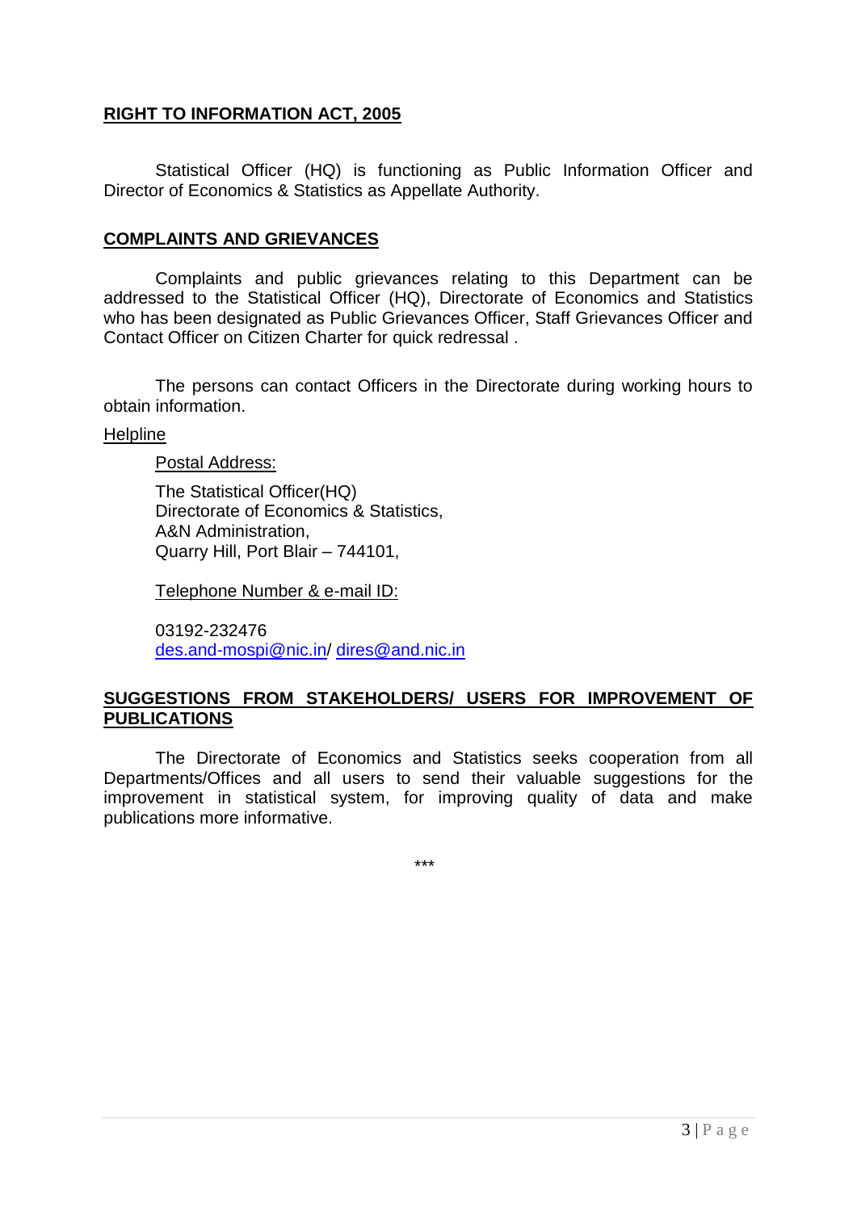## RIGHT TO INFORMATION ACT, 2005

Statistical Officer (HQ) is functioning as Public Information Officer and Director of Economics & Statistics as Appellate Authority.

## COMPLAINTS AND GRIEVANCES

Complaints and public grievances relating to this Department can be addressed to the Statistical Officer (HQ), Directorate of Economics and Statistics who has been designated as Public Grievances Officer, Staff Grievances Officer and Contact Officer on Citizen Charter for quick redressal .

The persons can contact Officers in the Directorate during working hours to obtain information.

Helpline

Postal Address:

The Statistical Officer(HQ)
Directorate of Economics & Statistics,
A&N Administration,
Quarry Hill, Port Blair – 744101,

Telephone Number & e-mail ID:

03192-232476
des.and-mospi@nic.in/ dires@and.nic.in

## SUGGESTIONS FROM STAKEHOLDERS/ USERS FOR IMPROVEMENT OF PUBLICATIONS

The Directorate of Economics and Statistics seeks cooperation from all Departments/Offices and all users to send their valuable suggestions for the improvement in statistical system, for improving quality of data and make publications more informative.

***